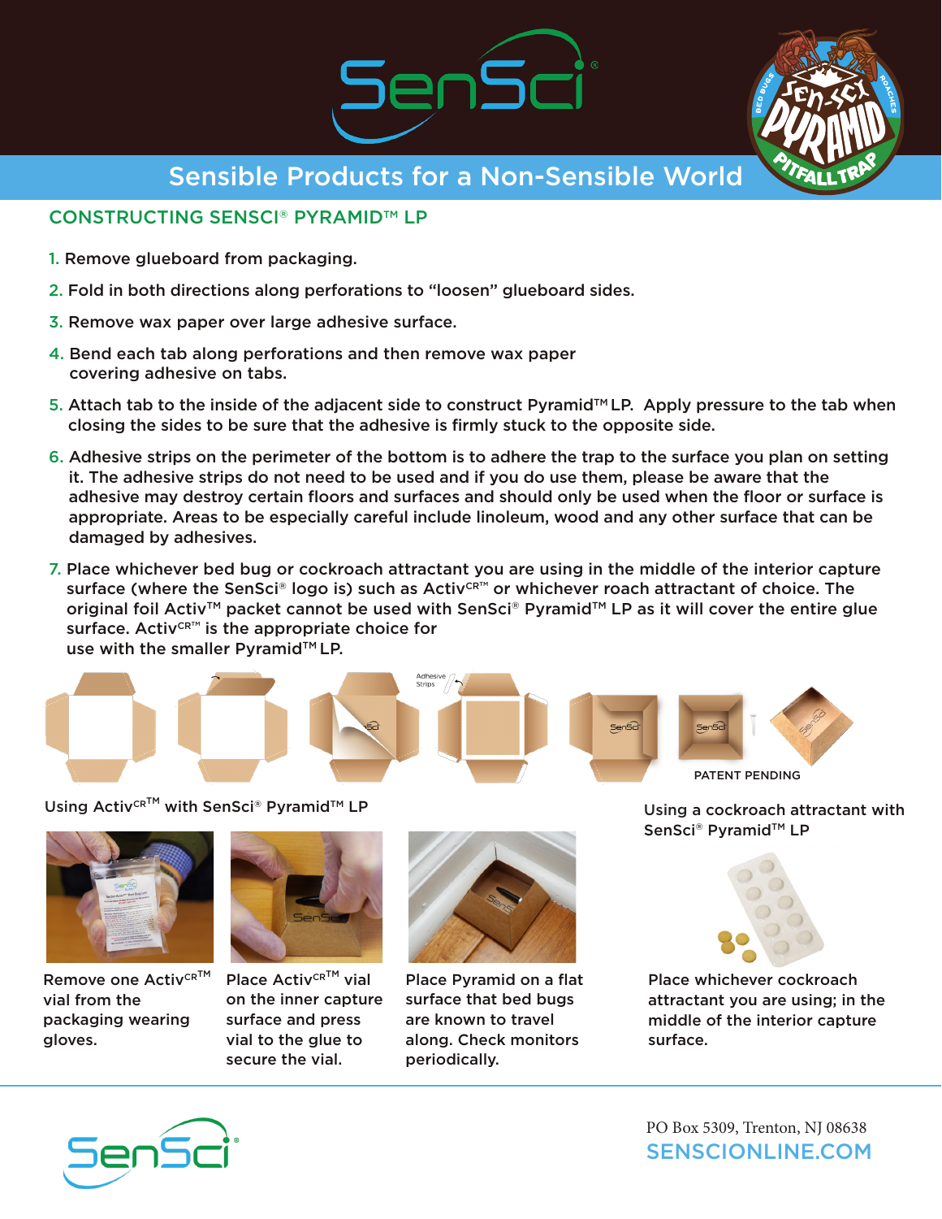# SenSci

## Sensible Products for a Non-Sensible World

### CONSTRUCTING SENSCI® PYRAMID™ LP

1. Remove glueboard from packaging.
2. Fold in both directions along perforations to "loosen" glueboard sides.
3. Remove wax paper over large adhesive surface.
4. Bend each tab along perforations and then remove wax paper covering adhesive on tabs.
5. Attach tab to the inside of the adjacent side to construct Pyramid™ LP. Apply pressure to the tab when closing the sides to be sure that the adhesive is firmly stuck to the opposite side.
6. Adhesive strips on the perimeter of the bottom is to adhere the trap to the surface you plan on setting it. The adhesive strips do not need to be used and if you do use them, please be aware that the adhesive may destroy certain floors and surfaces and should only be used when the floor or surface is appropriate. Areas to be especially careful include linoleum, wood and any other surface that can be damaged by adhesives.
7. Place whichever bed bug or cockroach attractant you are using in the middle of the interior capture surface (where the SenSci® logo is) such as Activ^CR™ or whichever roach attractant of choice. The original foil Activ™ packet cannot be used with SenSci® Pyramid™ LP as it will cover the entire glue surface. Activ^CR™ is the appropriate choice for use with the smaller Pyramid™ LP.

Adhesive Strips

PATENT PENDING

**Using Activ^CR™ with SenSci® Pyramid™ LP**

Remove one Activ^CR™ vial from the packaging wearing gloves.

Place Activ^CR™ vial on the inner capture surface and press vial to the glue to secure the vial.

Place Pyramid on a flat surface that bed bugs are known to travel along. Check monitors periodically.

**Using a cockroach attractant with SenSci® Pyramid™ LP**

Place whichever cockroach attractant you are using; in the middle of the interior capture surface.

PO Box 5309, Trenton, NJ 08638
SENSCIONLINE.COM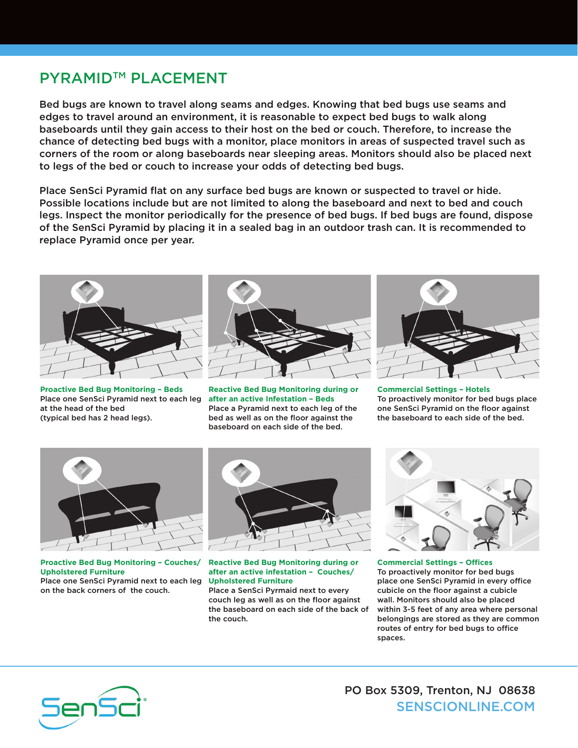## PYRAMID™ PLACEMENT

Bed bugs are known to travel along seams and edges. Knowing that bed bugs use seams and edges to travel around an environment, it is reasonable to expect bed bugs to walk along baseboards until they gain access to their host on the bed or couch. Therefore, to increase the chance of detecting bed bugs with a monitor, place monitors in areas of suspected travel such as corners of the room or along baseboards near sleeping areas. Monitors should also be placed next to legs of the bed or couch to increase your odds of detecting bed bugs.

Place SenSci Pyramid flat on any surface bed bugs are known or suspected to travel or hide. Possible locations include but are not limited to along the baseboard and next to bed and couch legs. Inspect the monitor periodically for the presence of bed bugs. If bed bugs are found, dispose of the SenSci Pyramid by placing it in a sealed bag in an outdoor trash can. It is recommended to replace Pyramid once per year.

**Proactive Bed Bug Monitoring – Beds**
Place one SenSci Pyramid next to each leg at the head of the bed (typical bed has 2 head legs).

**Reactive Bed Bug Monitoring during or after an active Infestation – Beds**
Place a Pyramid next to each leg of the bed as well as on the floor against the baseboard on each side of the bed.

**Commercial Settings – Hotels**
To proactively monitor for bed bugs place one SenSci Pyramid on the floor against the baseboard to each side of the bed.

**Proactive Bed Bug Monitoring – Couches/ Upholstered Furniture**
Place one SenSci Pyramid next to each leg on the back corners of the couch.

**Reactive Bed Bug Monitoring during or after an active infestation – Couches/ Upholstered Furniture**
Place a SenSci Pyrmaid next to every couch leg as well as on the floor against the baseboard on each side of the back of the couch.

**Commercial Settings – Offices**
To proactively monitor for bed bugs place one SenSci Pyramid in every office cubicle on the floor against a cubicle wall. Monitors should also be placed within 3-5 feet of any area where personal belongings are stored as they are common routes of entry for bed bugs to office spaces.

PO Box 5309, Trenton, NJ 08638
SENSCIONLINE.COM